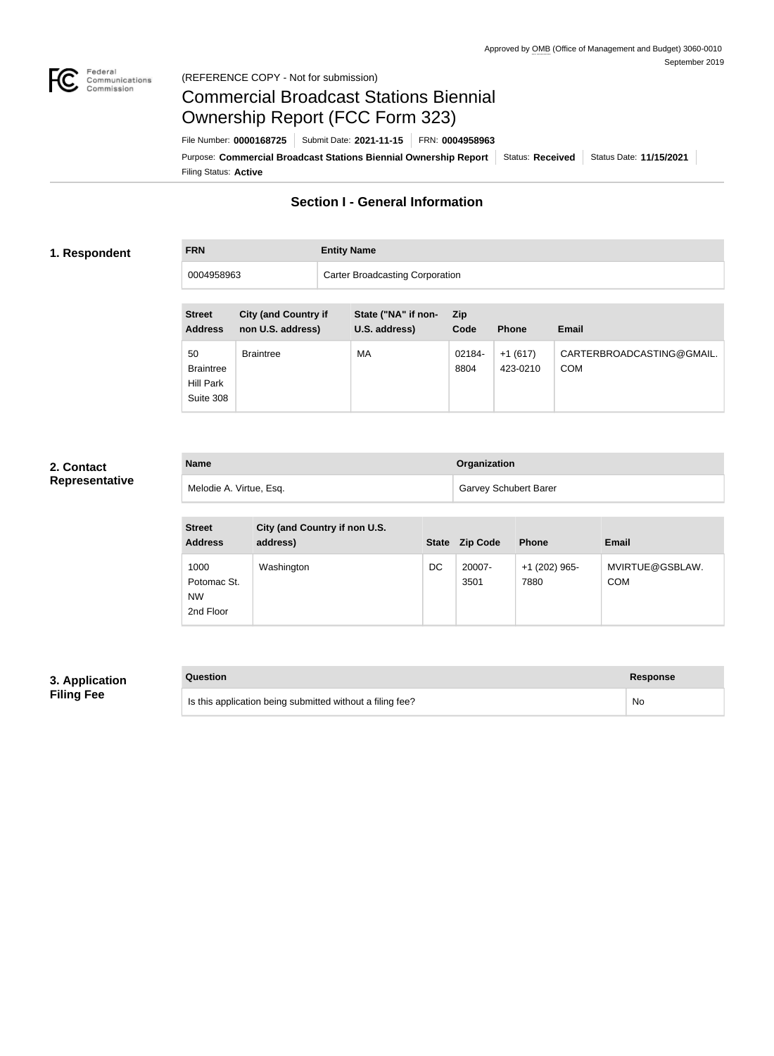Approved by OMB (Office of Management and Budget) 3060-0010
September 2019

(REFERENCE COPY - Not for submission)

# Commercial Broadcast Stations Biennial Ownership Report (FCC Form 323)

File Number: **0000168725** | Submit Date: **2021-11-15** | FRN: **0004958963**

Purpose: **Commercial Broadcast Stations Biennial Ownership Report** | Status: **Received** | Status Date: **11/15/2021**

Filing Status: **Active**

## Section I - General Information

### 1. Respondent

| FRN | Entity Name |
| --- | --- |
| 0004958963 | Carter Broadcasting Corporation |

| Street Address | City (and Country if non U.S. address) | State ("NA" if non-U.S. address) | Zip Code | Phone | Email |
| --- | --- | --- | --- | --- | --- |
| 50 Braintree Hill Park Suite 308 | Braintree | MA | 02184-8804 | +1 (617) 423-0210 | CARTERBROADCASTING@GMAIL.COM |

### 2. Contact Representative

| Name | Organization |
| --- | --- |
| Melodie A. Virtue, Esq. | Garvey Schubert Barer |

| Street Address | City (and Country if non U.S. address) | State | Zip Code | Phone | Email |
| --- | --- | --- | --- | --- | --- |
| 1000 Potomac St. NW 2nd Floor | Washington | DC | 20007-3501 | +1 (202) 965-7880 | MVIRTUE@GSBLAW.COM |

### 3. Application Filing Fee

| Question | Response |
| --- | --- |
| Is this application being submitted without a filing fee? | No |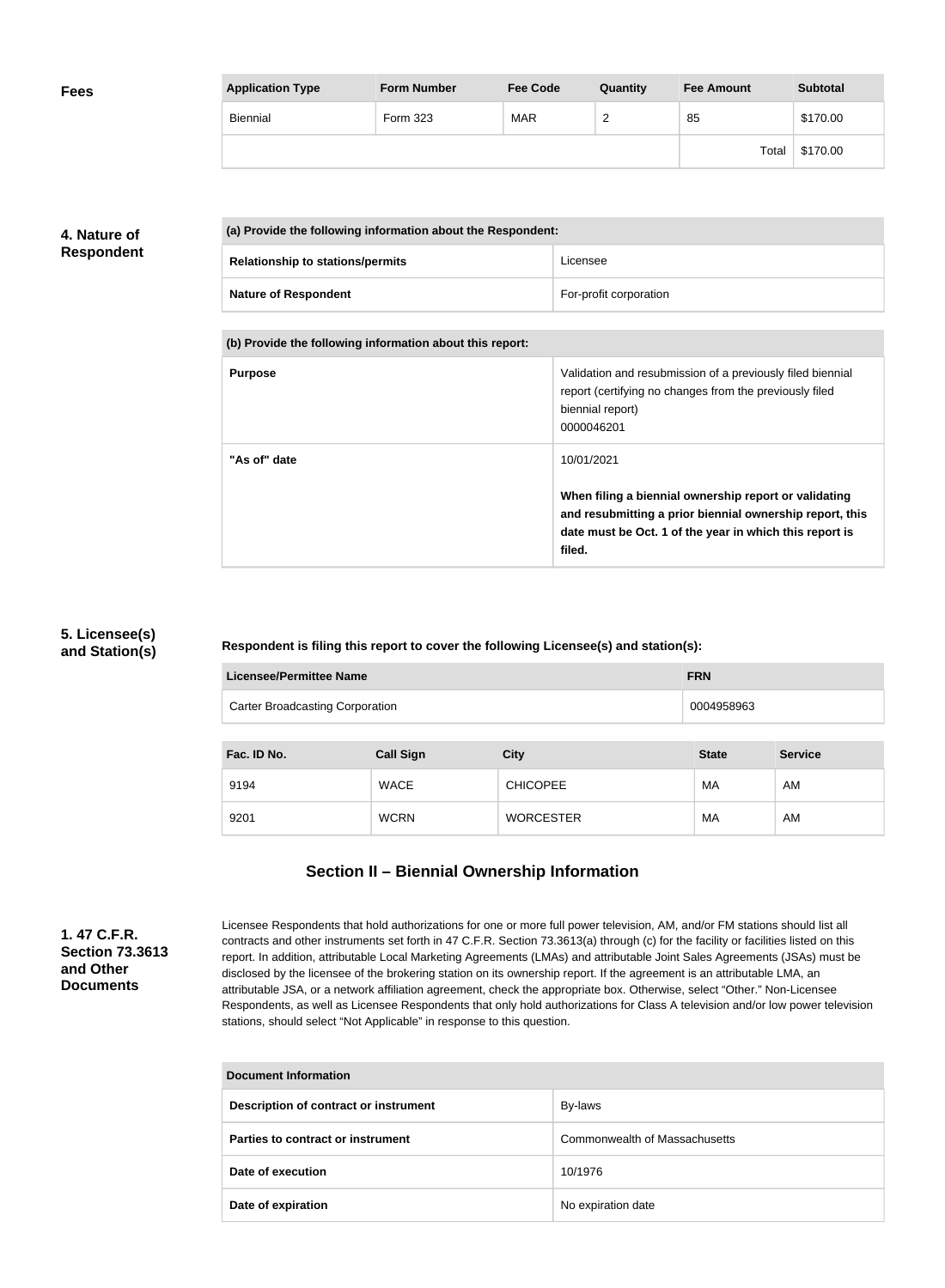**Fees**

| Application Type | Form Number | Fee Code | Quantity | Fee Amount | Subtotal |
|---|---|---|---|---|---|
| Biennial | Form 323 | MAR | 2 | 85 | $170.00 |
| | | | | Total | $170.00 |

**4. Nature of Respondent**

| (a) Provide the following information about the Respondent: | |
|---|---|
| Relationship to stations/permits | Licensee |
| Nature of Respondent | For-profit corporation |

| (b) Provide the following information about this report: | |
|---|---|
| Purpose | Validation and resubmission of a previously filed biennial report (certifying no changes from the previously filed biennial report) 0000046201 |
| "As of" date | 10/01/2021 **When filing a biennial ownership report or validating and resubmitting a prior biennial ownership report, this date must be Oct. 1 of the year in which this report is filed.** |

**5. Licensee(s) and Station(s)**

**Respondent is filing this report to cover the following Licensee(s) and station(s):**

| Licensee/Permittee Name | FRN |
|---|---|
| Carter Broadcasting Corporation | 0004958963 |

| Fac. ID No. | Call Sign | City | State | Service |
|---|---|---|---|---|
| 9194 | WACE | CHICOPEE | MA | AM |
| 9201 | WCRN | WORCESTER | MA | AM |

## Section II – Biennial Ownership Information

**1. 47 C.F.R. Section 73.3613 and Other Documents**

Licensee Respondents that hold authorizations for one or more full power television, AM, and/or FM stations should list all contracts and other instruments set forth in 47 C.F.R. Section 73.3613(a) through (c) for the facility or facilities listed on this report. In addition, attributable Local Marketing Agreements (LMAs) and attributable Joint Sales Agreements (JSAs) must be disclosed by the licensee of the brokering station on its ownership report. If the agreement is an attributable LMA, an attributable JSA, or a network affiliation agreement, check the appropriate box. Otherwise, select "Other." Non-Licensee Respondents, as well as Licensee Respondents that only hold authorizations for Class A television and/or low power television stations, should select "Not Applicable" in response to this question.

| Document Information | |
|---|---|
| Description of contract or instrument | By-laws |
| Parties to contract or instrument | Commonwealth of Massachusetts |
| Date of execution | 10/1976 |
| Date of expiration | No expiration date |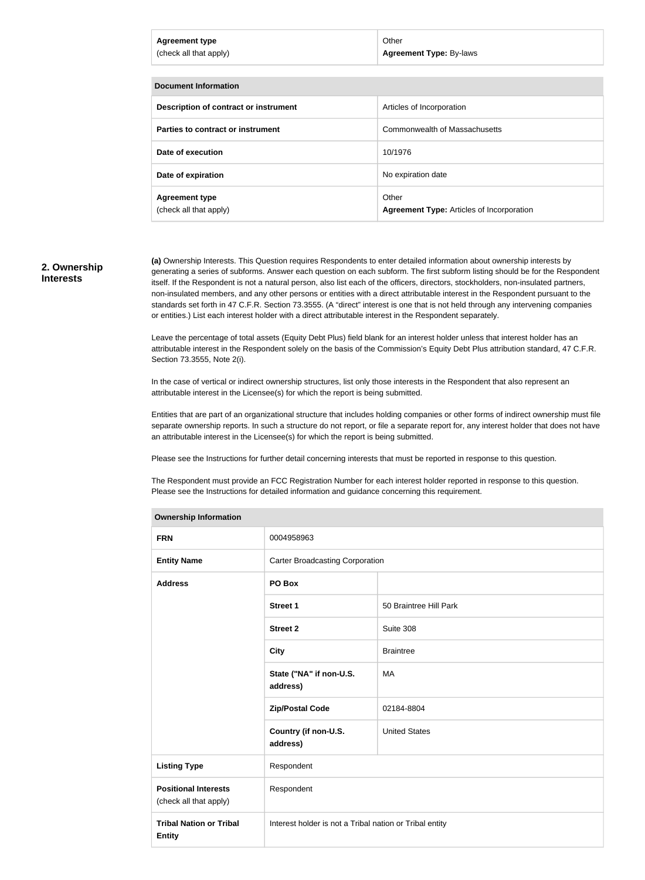| | |
|---|---|
| **Agreement type** (check all that apply) | Other **Agreement Type:** By-laws |

| **Document Information** | |
|---|---|
| **Description of contract or instrument** | Articles of Incorporation |
| **Parties to contract or instrument** | Commonwealth of Massachusetts |
| **Date of execution** | 10/1976 |
| **Date of expiration** | No expiration date |
| **Agreement type** (check all that apply) | Other **Agreement Type:** Articles of Incorporation |

## 2. Ownership Interests

**(a)** Ownership Interests. This Question requires Respondents to enter detailed information about ownership interests by generating a series of subforms. Answer each question on each subform. The first subform listing should be for the Respondent itself. If the Respondent is not a natural person, also list each of the officers, directors, stockholders, non-insulated partners, non-insulated members, and any other persons or entities with a direct attributable interest in the Respondent pursuant to the standards set forth in 47 C.F.R. Section 73.3555. (A "direct" interest is one that is not held through any intervening companies or entities.) List each interest holder with a direct attributable interest in the Respondent separately.

Leave the percentage of total assets (Equity Debt Plus) field blank for an interest holder unless that interest holder has an attributable interest in the Respondent solely on the basis of the Commission's Equity Debt Plus attribution standard, 47 C.F.R. Section 73.3555, Note 2(i).

In the case of vertical or indirect ownership structures, list only those interests in the Respondent that also represent an attributable interest in the Licensee(s) for which the report is being submitted.

Entities that are part of an organizational structure that includes holding companies or other forms of indirect ownership must file separate ownership reports. In such a structure do not report, or file a separate report for, any interest holder that does not have an attributable interest in the Licensee(s) for which the report is being submitted.

Please see the Instructions for further detail concerning interests that must be reported in response to this question.

The Respondent must provide an FCC Registration Number for each interest holder reported in response to this question. Please see the Instructions for detailed information and guidance concerning this requirement.

| **Ownership Information** | | |
|---|---|---|
| **FRN** | 0004958963 | |
| **Entity Name** | Carter Broadcasting Corporation | |
| **Address** | **PO Box** | |
| | **Street 1** | 50 Braintree Hill Park |
| | **Street 2** | Suite 308 |
| | **City** | Braintree |
| | **State ("NA" if non-U.S. address)** | MA |
| | **Zip/Postal Code** | 02184-8804 |
| | **Country (if non-U.S. address)** | United States |
| **Listing Type** | Respondent | |
| **Positional Interests** (check all that apply) | Respondent | |
| **Tribal Nation or Tribal Entity** | Interest holder is not a Tribal nation or Tribal entity | |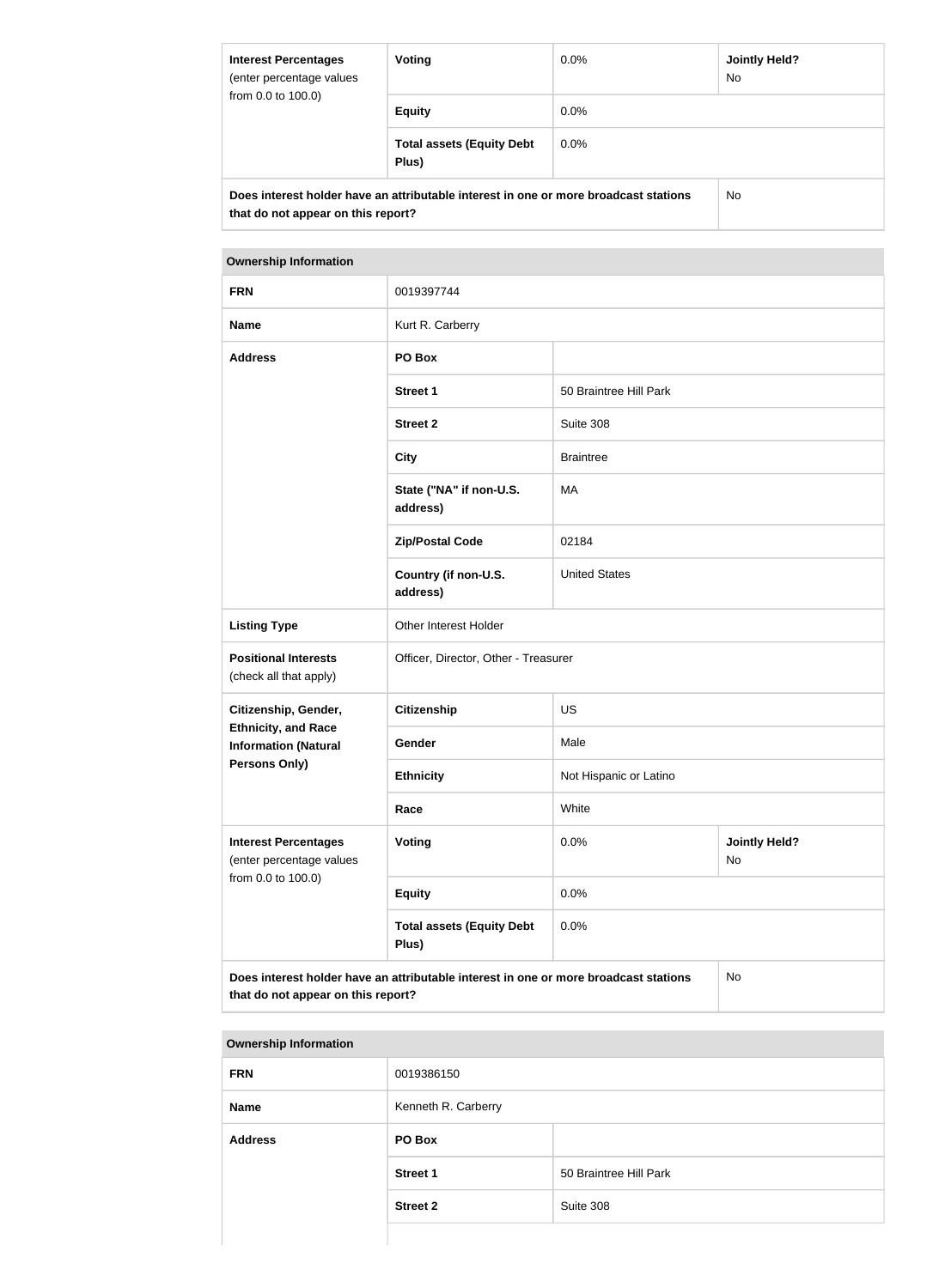| Interest Percentages (enter percentage values from 0.0 to 100.0) | Voting | 0.0% | Jointly Held? No |
| --- | --- | --- | --- |
| | Equity | 0.0% | |
| | Total assets (Equity Debt Plus) | 0.0% | |
| Does interest holder have an attributable interest in one or more broadcast stations that do not appear on this report? | | | No |

| Ownership Information | | | |
| --- | --- | --- | --- |
| FRN | 0019397744 | | |
| Name | Kurt R. Carberry | | |
| Address | PO Box | | |
| | Street 1 | 50 Braintree Hill Park | |
| | Street 2 | Suite 308 | |
| | City | Braintree | |
| | State ("NA" if non-U.S. address) | MA | |
| | Zip/Postal Code | 02184 | |
| | Country (if non-U.S. address) | United States | |
| Listing Type | Other Interest Holder | | |
| Positional Interests (check all that apply) | Officer, Director, Other - Treasurer | | |
| Citizenship, Gender, Ethnicity, and Race Information (Natural Persons Only) | Citizenship | US | |
| | Gender | Male | |
| | Ethnicity | Not Hispanic or Latino | |
| | Race | White | |
| Interest Percentages (enter percentage values from 0.0 to 100.0) | Voting | 0.0% | Jointly Held? No |
| | Equity | 0.0% | |
| | Total assets (Equity Debt Plus) | 0.0% | |
| Does interest holder have an attributable interest in one or more broadcast stations that do not appear on this report? | | | No |

| Ownership Information | | |
| --- | --- | --- |
| FRN | 0019386150 | |
| Name | Kenneth R. Carberry | |
| Address | PO Box | |
| | Street 1 | 50 Braintree Hill Park |
| | Street 2 | Suite 308 |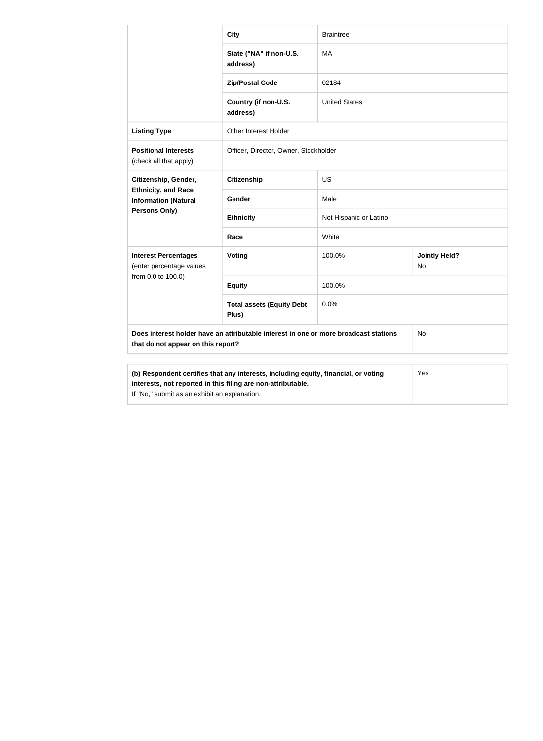| | | | |
|---|---|---|---|
| | **City** | Braintree | |
| | **State ("NA" if non-U.S. address)** | MA | |
| | **Zip/Postal Code** | 02184 | |
| | **Country (if non-U.S. address)** | United States | |
| **Listing Type** | Other Interest Holder | | |
| **Positional Interests** (check all that apply) | Officer, Director, Owner, Stockholder | | |
| **Citizenship, Gender, Ethnicity, and Race Information (Natural Persons Only)** | **Citizenship** | US | |
| | **Gender** | Male | |
| | **Ethnicity** | Not Hispanic or Latino | |
| | **Race** | White | |
| **Interest Percentages** (enter percentage values from 0.0 to 100.0) | **Voting** | 100.0% | **Jointly Held?** No |
| | **Equity** | 100.0% | |
| | **Total assets (Equity Debt Plus)** | 0.0% | |
| **Does interest holder have an attributable interest in one or more broadcast stations that do not appear on this report?** | | | No |

| | |
|---|---|
| **(b) Respondent certifies that any interests, including equity, financial, or voting interests, not reported in this filing are non-attributable.** If "No," submit as an exhibit an explanation. | Yes |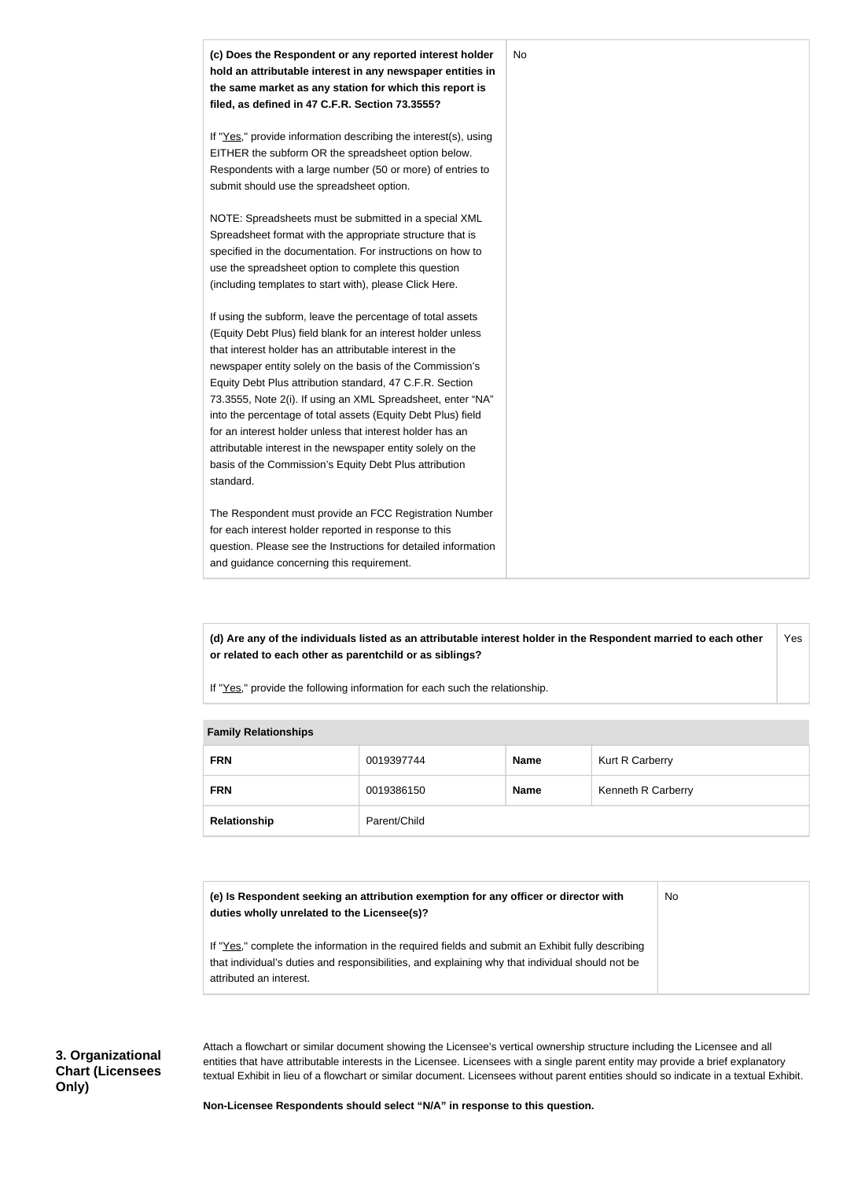| **(c) Does the Respondent or any reported interest holder hold an attributable interest in any newspaper entities in the same market as any station for which this report is filed, as defined in 47 C.F.R. Section 73.3555?**<br><br>If "Yes," provide information describing the interest(s), using EITHER the subform OR the spreadsheet option below. Respondents with a large number (50 or more) of entries to submit should use the spreadsheet option.<br><br>NOTE: Spreadsheets must be submitted in a special XML Spreadsheet format with the appropriate structure that is specified in the documentation. For instructions on how to use the spreadsheet option to complete this question (including templates to start with), please Click Here.<br><br>If using the subform, leave the percentage of total assets (Equity Debt Plus) field blank for an interest holder unless that interest holder has an attributable interest in the newspaper entity solely on the basis of the Commission's Equity Debt Plus attribution standard, 47 C.F.R. Section 73.3555, Note 2(i). If using an XML Spreadsheet, enter "NA" into the percentage of total assets (Equity Debt Plus) field for an interest holder unless that interest holder has an attributable interest in the newspaper entity solely on the basis of the Commission's Equity Debt Plus attribution standard.<br><br>The Respondent must provide an FCC Registration Number for each interest holder reported in response to this question. Please see the Instructions for detailed information and guidance concerning this requirement. | No |
|---|---|

| **(d) Are any of the individuals listed as an attributable interest holder in the Respondent married to each other or related to each other as parentchild or as siblings?**<br><br>If "Yes," provide the following information for each such the relationship. | Yes |
|---|---|

**Family Relationships**

| **FRN** | 0019397744 | **Name** | Kurt R Carberry |
|---|---|---|---|
| **FRN** | 0019386150 | **Name** | Kenneth R Carberry |
| **Relationship** | Parent/Child | | |

| **(e) Is Respondent seeking an attribution exemption for any officer or director with duties wholly unrelated to the Licensee(s)?**<br><br>If "Yes," complete the information in the required fields and submit an Exhibit fully describing that individual's duties and responsibilities, and explaining why that individual should not be attributed an interest. | No |
|---|---|

**3. Organizational Chart (Licensees Only)**

Attach a flowchart or similar document showing the Licensee's vertical ownership structure including the Licensee and all entities that have attributable interests in the Licensee. Licensees with a single parent entity may provide a brief explanatory textual Exhibit in lieu of a flowchart or similar document. Licensees without parent entities should so indicate in a textual Exhibit.

**Non-Licensee Respondents should select "N/A" in response to this question.**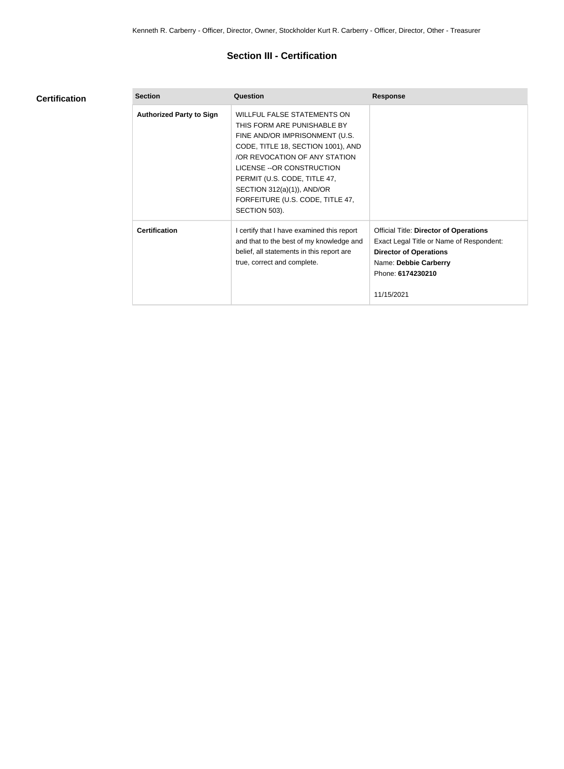Kenneth R. Carberry - Officer, Director, Owner, Stockholder Kurt R. Carberry - Officer, Director, Other - Treasurer

## Section III - Certification

**Certification**

| Section | Question | Response |
|---|---|---|
| **Authorized Party to Sign** | WILLFUL FALSE STATEMENTS ON THIS FORM ARE PUNISHABLE BY FINE AND/OR IMPRISONMENT (U.S. CODE, TITLE 18, SECTION 1001), AND /OR REVOCATION OF ANY STATION LICENSE --OR CONSTRUCTION PERMIT (U.S. CODE, TITLE 47, SECTION 312(a)(1)), AND/OR FORFEITURE (U.S. CODE, TITLE 47, SECTION 503). | |
| **Certification** | I certify that I have examined this report and that to the best of my knowledge and belief, all statements in this report are true, correct and complete. | Official Title: **Director of Operations**<br>Exact Legal Title or Name of Respondent: **Director of Operations**<br>Name: **Debbie Carberry**<br>Phone: **6174230210**<br><br>11/15/2021 |